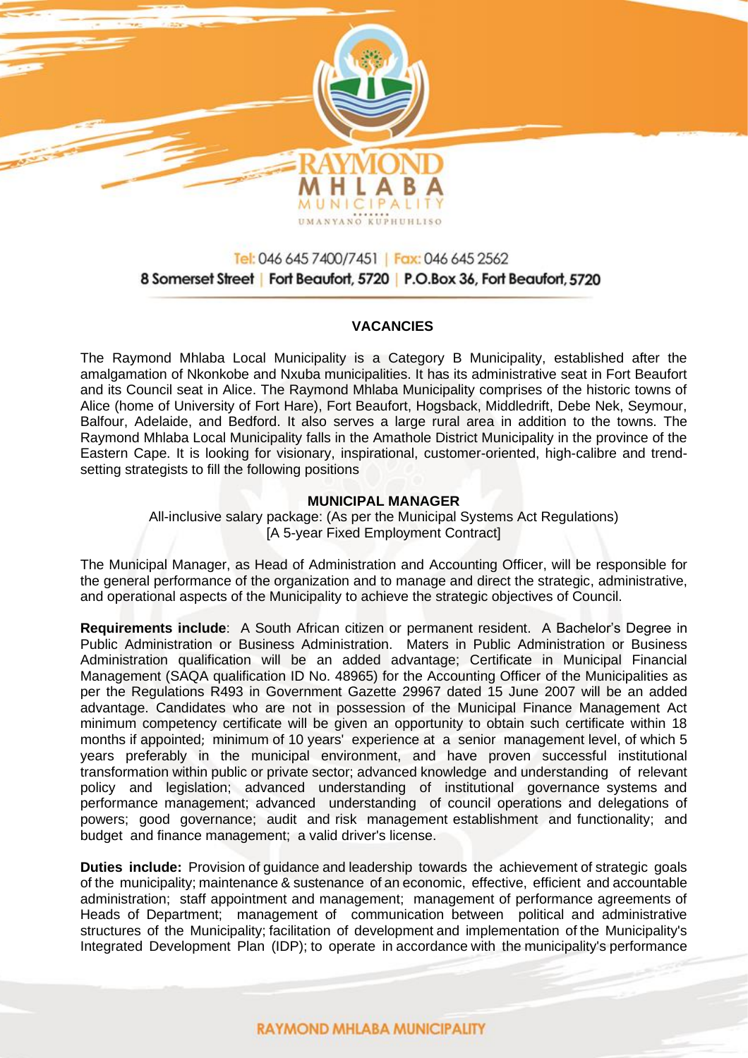RAYMOND MHLABA MUNICIPALITY

UMANYANO KUPHUHLISO

Tel: 046 645 7400/7451 | Fax: 046 645 2562

8 Somerset Street | Fort Beaufort, 5720 | P.O.Box 36, Fort Beaufort, 5720

## VACANCIES

The Raymond Mhlaba Local Municipality is a Category B Municipality, established after the amalgamation of Nkonkobe and Nxuba municipalities. It has its administrative seat in Fort Beaufort and its Council seat in Alice. The Raymond Mhlaba Municipality comprises of the historic towns of Alice (home of University of Fort Hare), Fort Beaufort, Hogsback, Middledrift, Debe Nek, Seymour, Balfour, Adelaide, and Bedford. It also serves a large rural area in addition to the towns. The Raymond Mhlaba Local Municipality falls in the Amathole District Municipality in the province of the Eastern Cape. It is looking for visionary, inspirational, customer-oriented, high-calibre and trend-setting strategists to fill the following positions

### MUNICIPAL MANAGER

All-inclusive salary package: (As per the Municipal Systems Act Regulations)
[A 5-year Fixed Employment Contract]

The Municipal Manager, as Head of Administration and Accounting Officer, will be responsible for the general performance of the organization and to manage and direct the strategic, administrative, and operational aspects of the Municipality to achieve the strategic objectives of Council.

**Requirements include**: A South African citizen or permanent resident. A Bachelor's Degree in Public Administration or Business Administration. Maters in Public Administration or Business Administration qualification will be an added advantage; Certificate in Municipal Financial Management (SAQA qualification ID No. 48965) for the Accounting Officer of the Municipalities as per the Regulations R493 in Government Gazette 29967 dated 15 June 2007 will be an added advantage. Candidates who are not in possession of the Municipal Finance Management Act minimum competency certificate will be given an opportunity to obtain such certificate within 18 months if appointed; minimum of 10 years' experience at a senior management level, of which 5 years preferably in the municipal environment, and have proven successful institutional transformation within public or private sector; advanced knowledge and understanding of relevant policy and legislation; advanced understanding of institutional governance systems and performance management; advanced understanding of council operations and delegations of powers; good governance; audit and risk management establishment and functionality; and budget and finance management; a valid driver's license.

**Duties include:** Provision of guidance and leadership towards the achievement of strategic goals of the municipality; maintenance & sustenance of an economic, effective, efficient and accountable administration; staff appointment and management; management of performance agreements of Heads of Department; management of communication between political and administrative structures of the Municipality; facilitation of development and implementation of the Municipality's Integrated Development Plan (IDP); to operate in accordance with the municipality's performance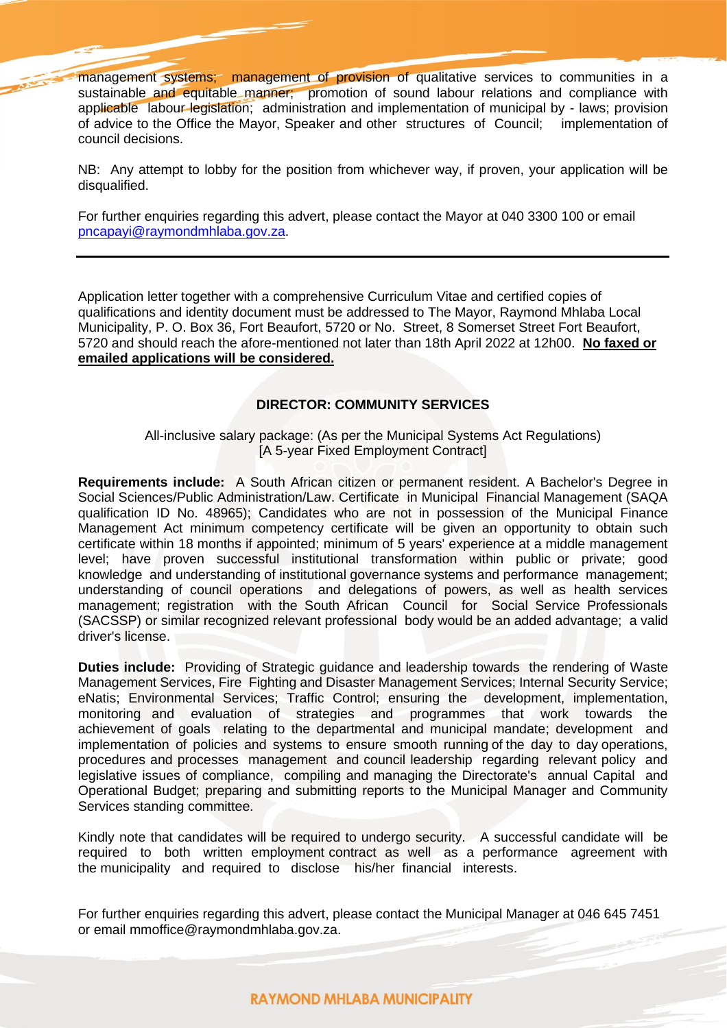management systems; management of provision of qualitative services to communities in a sustainable and equitable manner; promotion of sound labour relations and compliance with applicable labour legislation; administration and implementation of municipal by - laws; provision of advice to the Office the Mayor, Speaker and other structures of Council; implementation of council decisions.

NB: Any attempt to lobby for the position from whichever way, if proven, your application will be disqualified.

For further enquiries regarding this advert, please contact the Mayor at 040 3300 100 or email pncapayi@raymondmhlaba.gov.za.

---

Application letter together with a comprehensive Curriculum Vitae and certified copies of qualifications and identity document must be addressed to The Mayor, Raymond Mhlaba Local Municipality, P. O. Box 36, Fort Beaufort, 5720 or No. Street, 8 Somerset Street Fort Beaufort, 5720 and should reach the afore-mentioned not later than 18th April 2022 at 12h00. **No faxed or emailed applications will be considered.**

**DIRECTOR: COMMUNITY SERVICES**

All-inclusive salary package: (As per the Municipal Systems Act Regulations)
[A 5-year Fixed Employment Contract]

**Requirements include:** A South African citizen or permanent resident. A Bachelor's Degree in Social Sciences/Public Administration/Law. Certificate in Municipal Financial Management (SAQA qualification ID No. 48965); Candidates who are not in possession of the Municipal Finance Management Act minimum competency certificate will be given an opportunity to obtain such certificate within 18 months if appointed; minimum of 5 years' experience at a middle management level; have proven successful institutional transformation within public or private; good knowledge and understanding of institutional governance systems and performance management; understanding of council operations and delegations of powers, as well as health services management; registration with the South African Council for Social Service Professionals (SACSSP) or similar recognized relevant professional body would be an added advantage; a valid driver's license.

**Duties include:** Providing of Strategic guidance and leadership towards the rendering of Waste Management Services, Fire Fighting and Disaster Management Services; Internal Security Service; eNatis; Environmental Services; Traffic Control; ensuring the development, implementation, monitoring and evaluation of strategies and programmes that work towards the achievement of goals relating to the departmental and municipal mandate; development and implementation of policies and systems to ensure smooth running of the day to day operations, procedures and processes management and council leadership regarding relevant policy and legislative issues of compliance, compiling and managing the Directorate's annual Capital and Operational Budget; preparing and submitting reports to the Municipal Manager and Community Services standing committee.

Kindly note that candidates will be required to undergo security. A successful candidate will be required to both written employment contract as well as a performance agreement with the municipality and required to disclose his/her financial interests.

For further enquiries regarding this advert, please contact the Municipal Manager at 046 645 7451 or email mmoffice@raymondmhlaba.gov.za.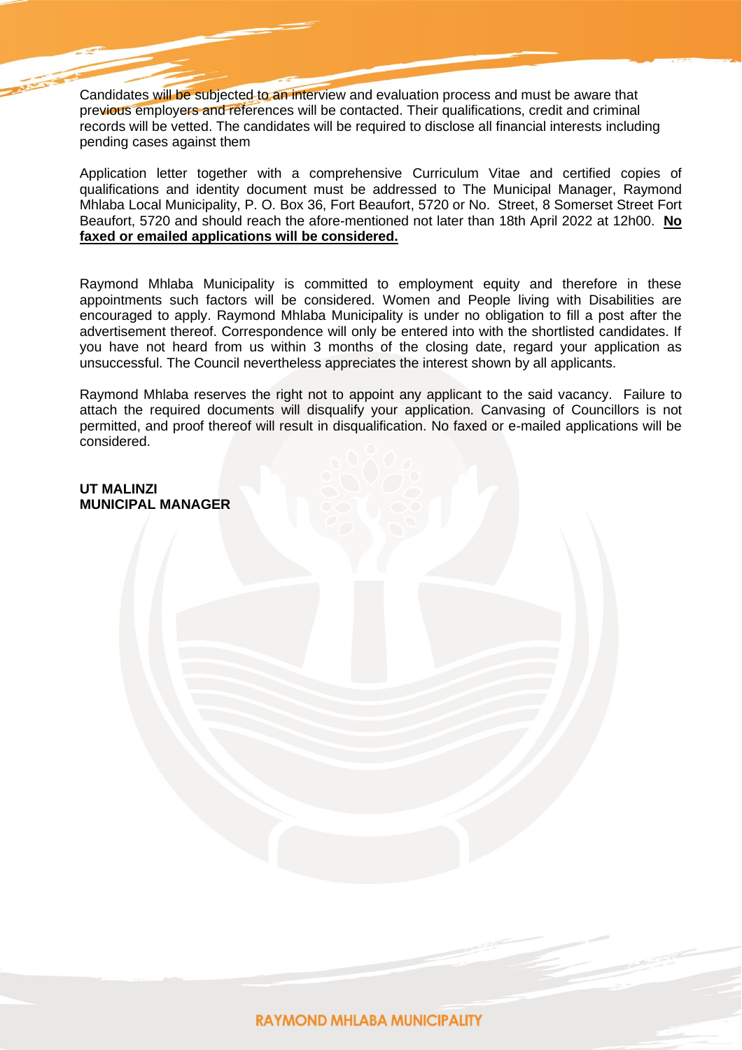Candidates will be subjected to an interview and evaluation process and must be aware that previous employers and references will be contacted. Their qualifications, credit and criminal records will be vetted. The candidates will be required to disclose all financial interests including pending cases against them

Application letter together with a comprehensive Curriculum Vitae and certified copies of qualifications and identity document must be addressed to The Municipal Manager, Raymond Mhlaba Local Municipality, P. O. Box 36, Fort Beaufort, 5720 or No. Street, 8 Somerset Street Fort Beaufort, 5720 and should reach the afore-mentioned not later than 18th April 2022 at 12h00. **No faxed or emailed applications will be considered.**

Raymond Mhlaba Municipality is committed to employment equity and therefore in these appointments such factors will be considered. Women and People living with Disabilities are encouraged to apply. Raymond Mhlaba Municipality is under no obligation to fill a post after the advertisement thereof. Correspondence will only be entered into with the shortlisted candidates. If you have not heard from us within 3 months of the closing date, regard your application as unsuccessful. The Council nevertheless appreciates the interest shown by all applicants.

Raymond Mhlaba reserves the right not to appoint any applicant to the said vacancy. Failure to attach the required documents will disqualify your application. Canvasing of Councillors is not permitted, and proof thereof will result in disqualification. No faxed or e-mailed applications will be considered.

**UT MALINZI**
**MUNICIPAL MANAGER**